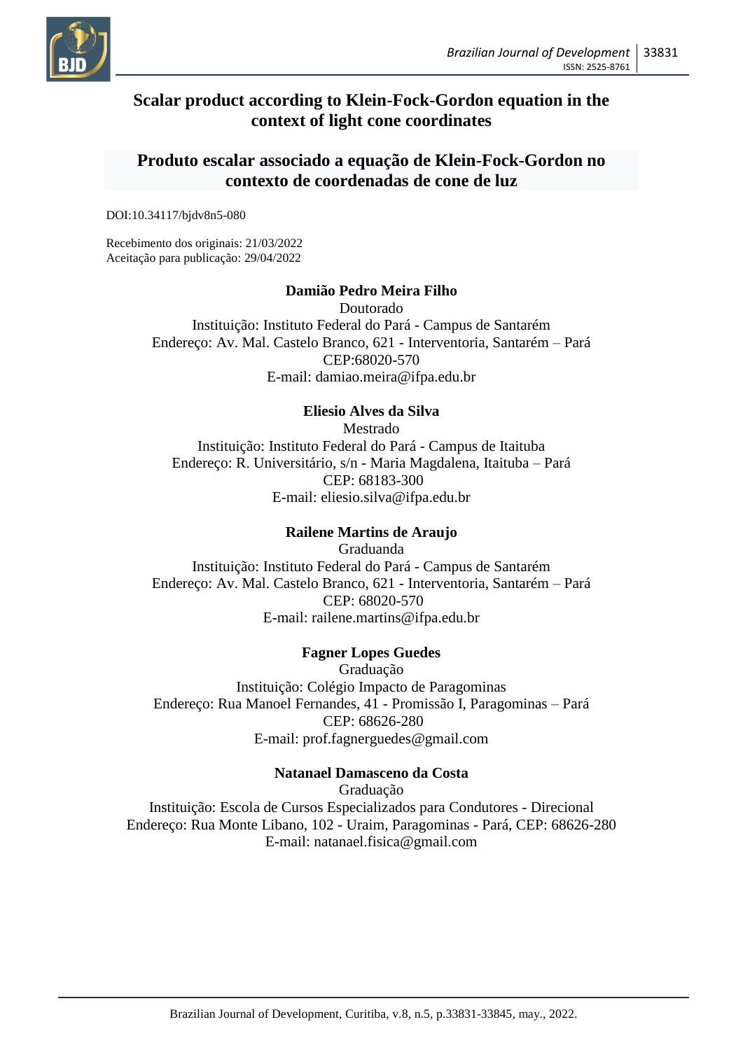# Scalar product according to Klein-Fock-Gordon equation in the context of light cone coordinates

## Produto escalar associado a equação de Klein-Fock-Gordon no contexto de coordenadas de cone de luz

DOI:10.34117/bjdv8n5-080

Recebimento dos originais: 21/03/2022
Aceitação para publicação: 29/04/2022

**Damião Pedro Meira Filho**
Doutorado
Instituição: Instituto Federal do Pará - Campus de Santarém
Endereço: Av. Mal. Castelo Branco, 621 - Interventoria, Santarém – Pará
CEP:68020-570
E-mail: damiao.meira@ifpa.edu.br

**Eliesio Alves da Silva**
Mestrado
Instituição: Instituto Federal do Pará - Campus de Itaituba
Endereço: R. Universitário, s/n - Maria Magdalena, Itaituba – Pará
CEP: 68183-300
E-mail: eliesio.silva@ifpa.edu.br

**Railene Martins de Araujo**
Graduanda
Instituição: Instituto Federal do Pará - Campus de Santarém
Endereço: Av. Mal. Castelo Branco, 621 - Interventoria, Santarém – Pará
CEP: 68020-570
E-mail: railene.martins@ifpa.edu.br

**Fagner Lopes Guedes**
Graduação
Instituição: Colégio Impacto de Paragominas
Endereço: Rua Manoel Fernandes, 41 - Promissão I, Paragominas – Pará
CEP: 68626-280
E-mail: prof.fagnerguedes@gmail.com

**Natanael Damasceno da Costa**
Graduação
Instituição: Escola de Cursos Especializados para Condutores - Direcional
Endereço: Rua Monte Libano, 102 - Uraim, Paragominas - Pará, CEP: 68626-280
E-mail: natanael.fisica@gmail.com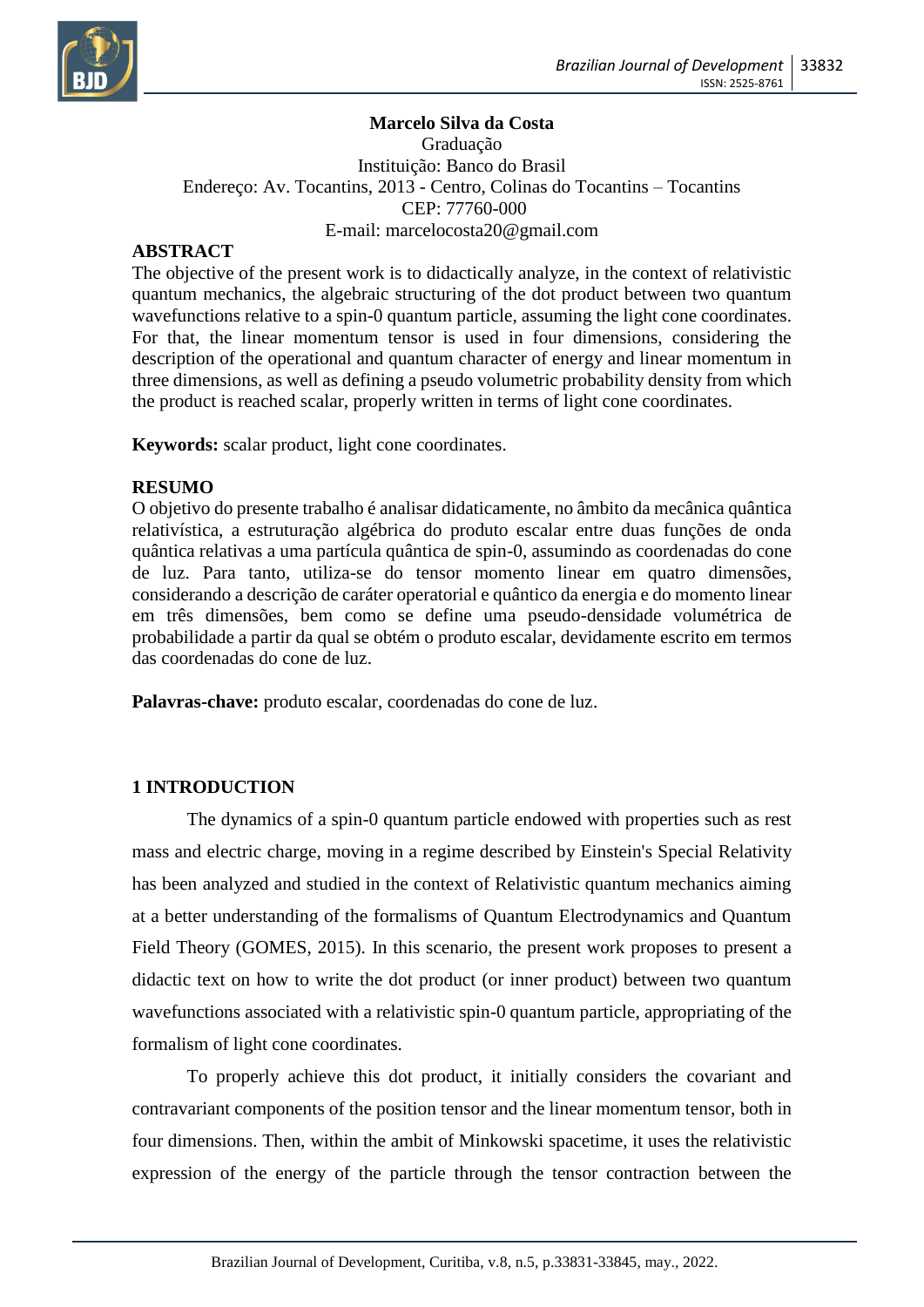**Marcelo Silva da Costa**
Graduação
Instituição: Banco do Brasil
Endereço: Av. Tocantins, 2013 - Centro, Colinas do Tocantins – Tocantins
CEP: 77760-000
E-mail: marcelocosta20@gmail.com

## ABSTRACT

The objective of the present work is to didactically analyze, in the context of relativistic quantum mechanics, the algebraic structuring of the dot product between two quantum wavefunctions relative to a spin-0 quantum particle, assuming the light cone coordinates. For that, the linear momentum tensor is used in four dimensions, considering the description of the operational and quantum character of energy and linear momentum in three dimensions, as well as defining a pseudo volumetric probability density from which the product is reached scalar, properly written in terms of light cone coordinates.

**Keywords:** scalar product, light cone coordinates.

## RESUMO

O objetivo do presente trabalho é analisar didaticamente, no âmbito da mecânica quântica relativística, a estruturação algébrica do produto escalar entre duas funções de onda quântica relativas a uma partícula quântica de spin-0, assumindo as coordenadas do cone de luz. Para tanto, utiliza-se do tensor momento linear em quatro dimensões, considerando a descrição de caráter operatorial e quântico da energia e do momento linear em três dimensões, bem como se define uma pseudo-densidade volumétrica de probabilidade a partir da qual se obtém o produto escalar, devidamente escrito em termos das coordenadas do cone de luz.

**Palavras-chave:** produto escalar, coordenadas do cone de luz.

## 1 INTRODUCTION

The dynamics of a spin-0 quantum particle endowed with properties such as rest mass and electric charge, moving in a regime described by Einstein's Special Relativity has been analyzed and studied in the context of Relativistic quantum mechanics aiming at a better understanding of the formalisms of Quantum Electrodynamics and Quantum Field Theory (GOMES, 2015). In this scenario, the present work proposes to present a didactic text on how to write the dot product (or inner product) between two quantum wavefunctions associated with a relativistic spin-0 quantum particle, appropriating of the formalism of light cone coordinates.

To properly achieve this dot product, it initially considers the covariant and contravariant components of the position tensor and the linear momentum tensor, both in four dimensions. Then, within the ambit of Minkowski spacetime, it uses the relativistic expression of the energy of the particle through the tensor contraction between the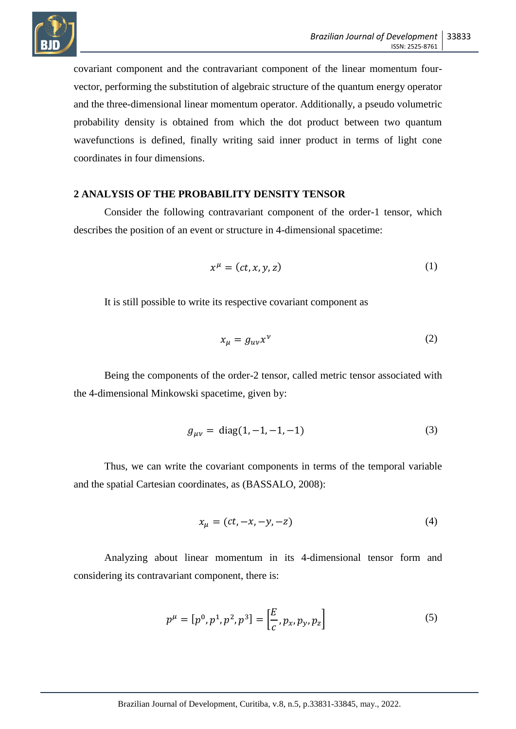covariant component and the contravariant component of the linear momentum four-vector, performing the substitution of algebraic structure of the quantum energy operator and the three-dimensional linear momentum operator. Additionally, a pseudo volumetric probability density is obtained from which the dot product between two quantum wavefunctions is defined, finally writing said inner product in terms of light cone coordinates in four dimensions.

## 2 ANALYSIS OF THE PROBABILITY DENSITY TENSOR

Consider the following contravariant component of the order-1 tensor, which describes the position of an event or structure in 4-dimensional spacetime:

$$x^{\mu} = (ct, x, y, z) \tag{1}$$

It is still possible to write its respective covariant component as

$$x_{\mu} = g_{uv} x^{\nu} \tag{2}$$

Being the components of the order-2 tensor, called metric tensor associated with the 4-dimensional Minkowski spacetime, given by:

$$g_{\mu\nu} = \text{diag}(1, -1, -1, -1) \tag{3}$$

Thus, we can write the covariant components in terms of the temporal variable and the spatial Cartesian coordinates, as (BASSALO, 2008):

$$x_{\mu} = (ct, -x, -y, -z) \tag{4}$$

Analyzing about linear momentum in its 4-dimensional tensor form and considering its contravariant component, there is:

$$p^{\mu} = [p^0, p^1, p^2, p^3] = \left[\frac{E}{c}, p_x, p_y, p_z\right] \tag{5}$$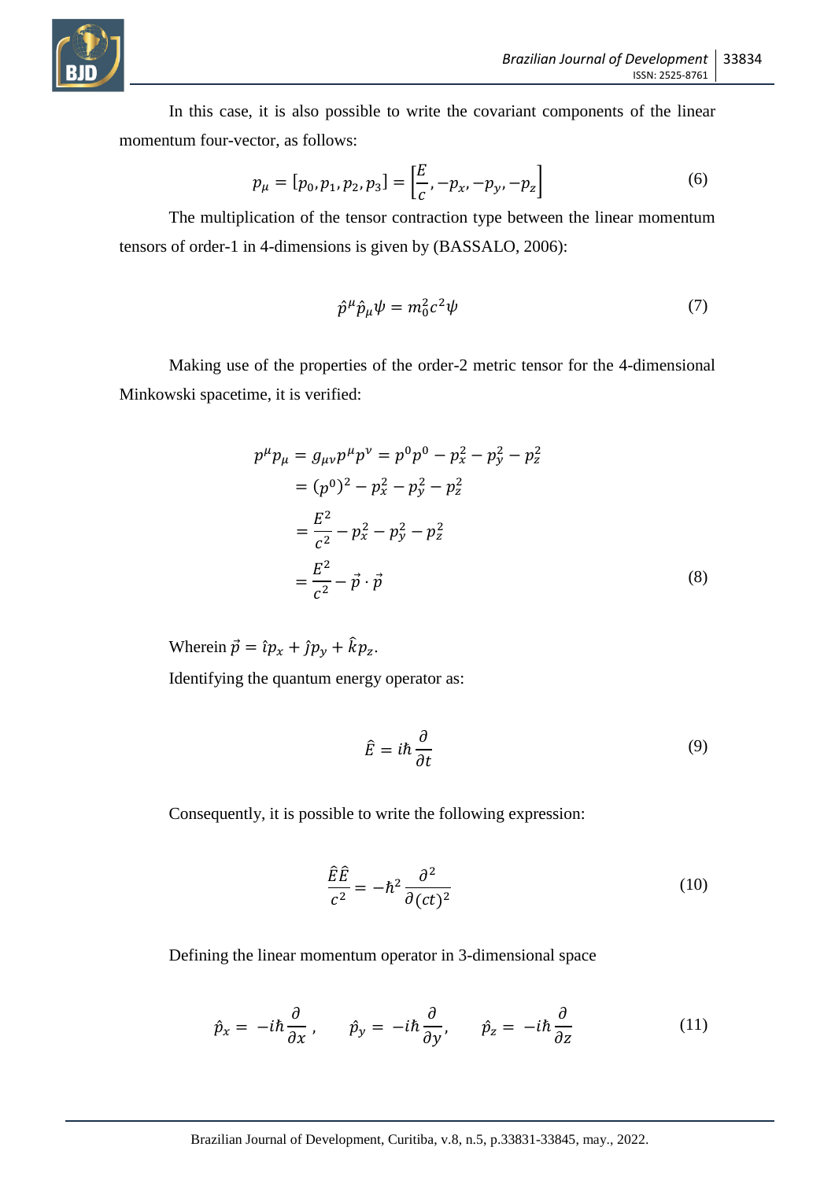In this case, it is also possible to write the covariant components of the linear momentum four-vector, as follows:

$$p_{\mu} = [p_0, p_1, p_2, p_3] = \left[\frac{E}{c}, -p_x, -p_y, -p_z\right] \tag{6}$$

The multiplication of the tensor contraction type between the linear momentum tensors of order-1 in 4-dimensions is given by (BASSALO, 2006):

$$\hat{p}^{\mu}\hat{p}_{\mu}\psi = m_0^2 c^2 \psi \tag{7}$$

Making use of the properties of the order-2 metric tensor for the 4-dimensional Minkowski spacetime, it is verified:

$$\begin{aligned} p^{\mu}p_{\mu} = g_{\mu\nu}p^{\mu}p^{\nu} &= p^0 p^0 - p_x^2 - p_y^2 - p_z^2 \\ &= (p^0)^2 - p_x^2 - p_y^2 - p_z^2 \\ &= \frac{E^2}{c^2} - p_x^2 - p_y^2 - p_z^2 \\ &= \frac{E^2}{c^2} - \vec{p}\cdot\vec{p} \end{aligned} \tag{8}$$

Wherein $\vec{p} = \hat{\imath}p_x + \hat{\jmath}p_y + \hat{k}p_z$.

Identifying the quantum energy operator as:

$$\hat{E} = i\hbar\frac{\partial}{\partial t} \tag{9}$$

Consequently, it is possible to write the following expression:

$$\frac{\hat{E}\hat{E}}{c^2} = -\hbar^2\frac{\partial^2}{\partial(ct)^2} \tag{10}$$

Defining the linear momentum operator in 3-dimensional space

$$\hat{p}_x = -i\hbar\frac{\partial}{\partial x}, \qquad \hat{p}_y = -i\hbar\frac{\partial}{\partial y}, \qquad \hat{p}_z = -i\hbar\frac{\partial}{\partial z} \tag{11}$$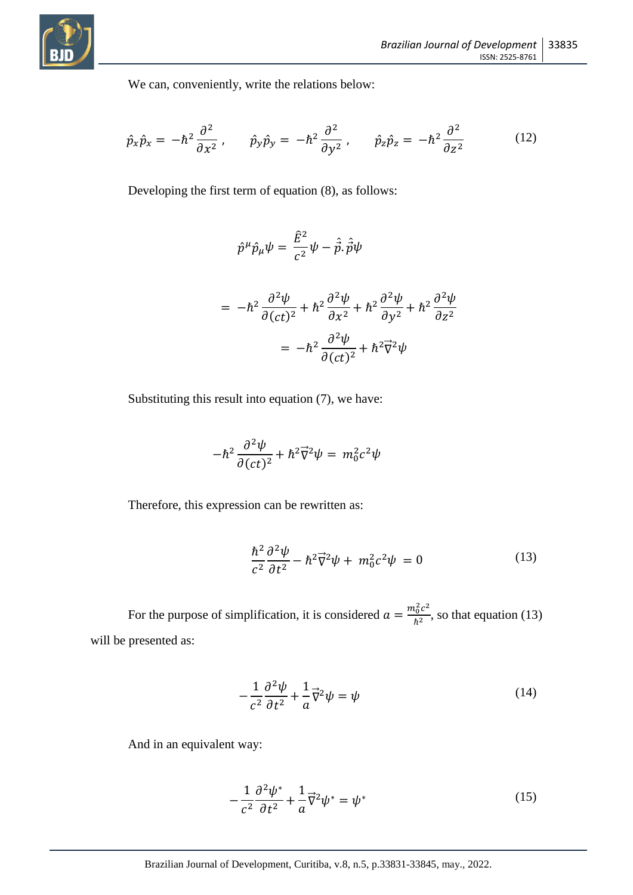We can, convenientely, write the relations below:

$$\hat{p}_x\hat{p}_x = -\hbar^2\frac{\partial^2}{\partial x^2}, \qquad \hat{p}_y\hat{p}_y = -\hbar^2\frac{\partial^2}{\partial y^2}, \qquad \hat{p}_z\hat{p}_z = -\hbar^2\frac{\partial^2}{\partial z^2} \tag{12}$$

Developing the first term of equation (8), as follows:

$$\hat{p}^\mu\hat{p}_\mu\psi = \frac{\hat{E}^2}{c^2}\psi - \hat{\vec{p}}.\hat{\vec{p}}\psi$$

$$= -\hbar^2\frac{\partial^2\psi}{\partial(ct)^2} + \hbar^2\frac{\partial^2\psi}{\partial x^2} + \hbar^2\frac{\partial^2\psi}{\partial y^2} + \hbar^2\frac{\partial^2\psi}{\partial z^2}$$

$$= -\hbar^2\frac{\partial^2\psi}{\partial(ct)^2} + \hbar^2\vec{\nabla}^2\psi$$

Substituting this result into equation (7), we have:

$$-\hbar^2\frac{\partial^2\psi}{\partial(ct)^2} + \hbar^2\vec{\nabla}^2\psi = m_0^2c^2\psi$$

Therefore, this expression can be rewritten as:

$$\frac{\hbar^2}{c^2}\frac{\partial^2\psi}{\partial t^2} - \hbar^2\vec{\nabla}^2\psi + m_0^2c^2\psi = 0 \tag{13}$$

For the purpose of simplification, it is considered $a = \frac{m_0^2c^2}{\hbar^2}$, so that equation (13) will be presented as:

$$-\frac{1}{c^2}\frac{\partial^2\psi}{\partial t^2} + \frac{1}{a}\vec{\nabla}^2\psi = \psi \tag{14}$$

And in an equivalent way:

$$-\frac{1}{c^2}\frac{\partial^2\psi^*}{\partial t^2} + \frac{1}{a}\vec{\nabla}^2\psi^* = \psi^* \tag{15}$$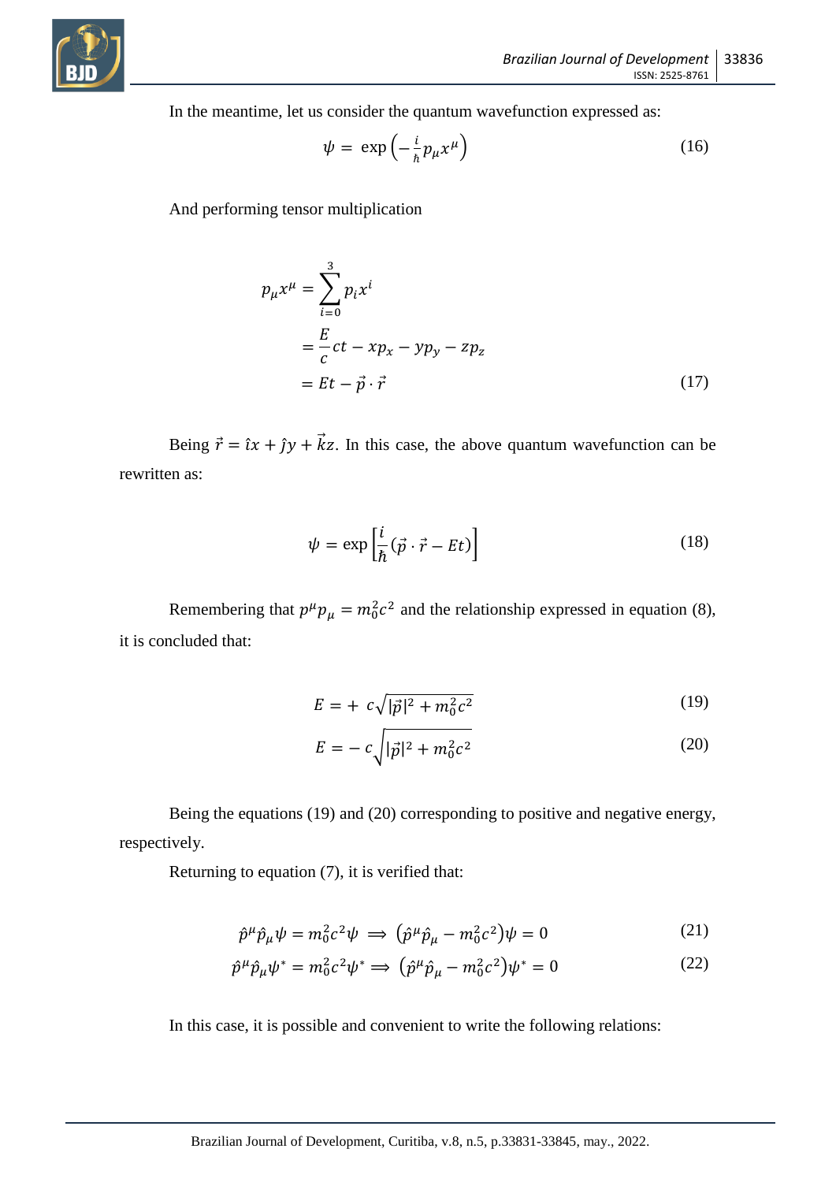In the meantime, let us consider the quantum wavefunction expressed as:

$$\psi = \exp\left(-\frac{i}{\hbar} p_\mu x^\mu\right) \tag{16}$$

And performing tensor multiplication

$$\begin{aligned} p_\mu x^\mu &= \sum_{i=0}^{3} p_i x^i \\ &= \frac{E}{c} ct - x p_x - y p_y - z p_z \\ &= Et - \vec{p} \cdot \vec{r} \end{aligned} \tag{17}$$

Being $\vec{r} = \hat{\imath}x + \hat{\jmath}y + \vec{k}z$. In this case, the above quantum wavefunction can be rewritten as:

$$\psi = \exp\left[\frac{i}{\hbar}(\vec{p} \cdot \vec{r} - Et)\right] \tag{18}$$

Remembering that $p^\mu p_\mu = m_0^2 c^2$ and the relationship expressed in equation (8), it is concluded that:

$$E = +\, c\sqrt{|\vec{p}|^2 + m_0^2 c^2} \tag{19}$$

$$E = -\, c\sqrt{|\vec{p}|^2 + m_0^2 c^2} \tag{20}$$

Being the equations (19) and (20) corresponding to positive and negative energy, respectively.

Returning to equation (7), it is verified that:

$$\hat{p}^\mu \hat{p}_\mu \psi = m_0^2 c^2 \psi \implies \left(\hat{p}^\mu \hat{p}_\mu - m_0^2 c^2\right)\psi = 0 \tag{21}$$

$$\hat{p}^\mu \hat{p}_\mu \psi^* = m_0^2 c^2 \psi^* \implies \left(\hat{p}^\mu \hat{p}_\mu - m_0^2 c^2\right)\psi^* = 0 \tag{22}$$

In this case, it is possible and convenient to write the following relations: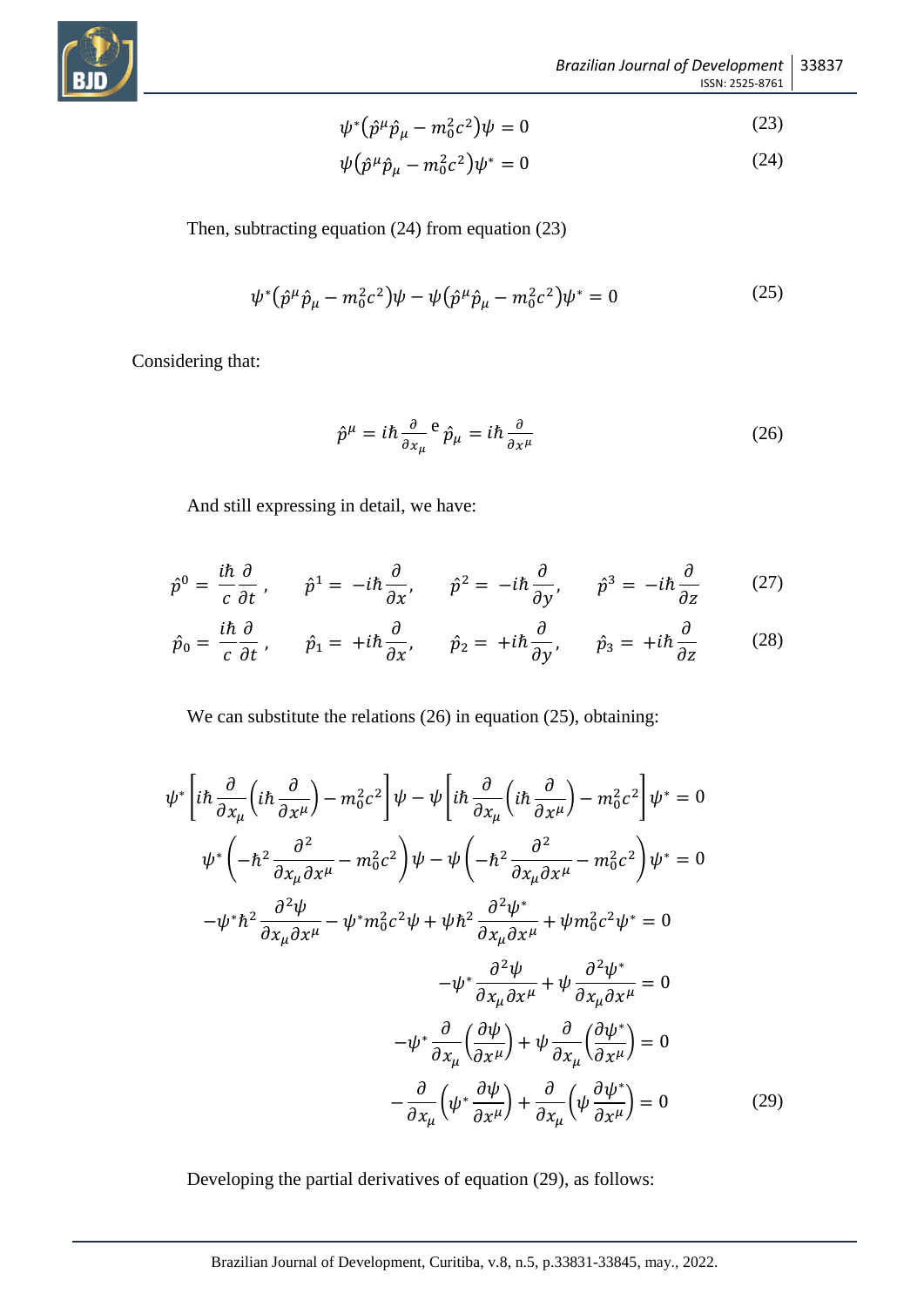$$\psi^{*}\left(\hat{p}^{\mu}\hat{p}_{\mu}-m_{0}^{2}c^{2}\right)\psi=0 \tag{23}$$

$$\psi\left(\hat{p}^{\mu}\hat{p}_{\mu}-m_{0}^{2}c^{2}\right)\psi^{*}=0 \tag{24}$$

Then, subtracting equation (24) from equation (23)

$$\psi^{*}\left(\hat{p}^{\mu}\hat{p}_{\mu}-m_{0}^{2}c^{2}\right)\psi-\psi\left(\hat{p}^{\mu}\hat{p}_{\mu}-m_{0}^{2}c^{2}\right)\psi^{*}=0 \tag{25}$$

Considering that:

$$\hat{p}^{\mu}=i\hbar\frac{\partial}{\partial x_{\mu}} \text{ e } \hat{p}_{\mu}=i\hbar\frac{\partial}{\partial x^{\mu}} \tag{26}$$

And still expressing in detail, we have:

$$\hat{p}^{0}=\frac{i\hbar}{c}\frac{\partial}{\partial t}, \qquad \hat{p}^{1}=-i\hbar\frac{\partial}{\partial x}, \qquad \hat{p}^{2}=-i\hbar\frac{\partial}{\partial y}, \qquad \hat{p}^{3}=-i\hbar\frac{\partial}{\partial z} \tag{27}$$

$$\hat{p}_{0}=\frac{i\hbar}{c}\frac{\partial}{\partial t}, \qquad \hat{p}_{1}=+i\hbar\frac{\partial}{\partial x}, \qquad \hat{p}_{2}=+i\hbar\frac{\partial}{\partial y}, \qquad \hat{p}_{3}=+i\hbar\frac{\partial}{\partial z} \tag{28}$$

We can substitute the relations (26) in equation (25), obtaining:

$$\psi^{*}\left[i\hbar\frac{\partial}{\partial x_{\mu}}\left(i\hbar\frac{\partial}{\partial x^{\mu}}\right)-m_{0}^{2}c^{2}\right]\psi-\psi\left[i\hbar\frac{\partial}{\partial x_{\mu}}\left(i\hbar\frac{\partial}{\partial x^{\mu}}\right)-m_{0}^{2}c^{2}\right]\psi^{*}=0$$

$$\psi^{*}\left(-\hbar^{2}\frac{\partial^{2}}{\partial x_{\mu}\partial x^{\mu}}-m_{0}^{2}c^{2}\right)\psi-\psi\left(-\hbar^{2}\frac{\partial^{2}}{\partial x_{\mu}\partial x^{\mu}}-m_{0}^{2}c^{2}\right)\psi^{*}=0$$

$$-\psi^{*}\hbar^{2}\frac{\partial^{2}\psi}{\partial x_{\mu}\partial x^{\mu}}-\psi^{*}m_{0}^{2}c^{2}\psi+\psi\hbar^{2}\frac{\partial^{2}\psi^{*}}{\partial x_{\mu}\partial x^{\mu}}+\psi m_{0}^{2}c^{2}\psi^{*}=0$$

$$-\psi^{*}\frac{\partial^{2}\psi}{\partial x_{\mu}\partial x^{\mu}}+\psi\frac{\partial^{2}\psi^{*}}{\partial x_{\mu}\partial x^{\mu}}=0$$

$$-\psi^{*}\frac{\partial}{\partial x_{\mu}}\left(\frac{\partial\psi}{\partial x^{\mu}}\right)+\psi\frac{\partial}{\partial x_{\mu}}\left(\frac{\partial\psi^{*}}{\partial x^{\mu}}\right)=0$$

$$-\frac{\partial}{\partial x_{\mu}}\left(\psi^{*}\frac{\partial\psi}{\partial x^{\mu}}\right)+\frac{\partial}{\partial x_{\mu}}\left(\psi\frac{\partial\psi^{*}}{\partial x^{\mu}}\right)=0 \tag{29}$$

Developing the partial derivatives of equation (29), as follows: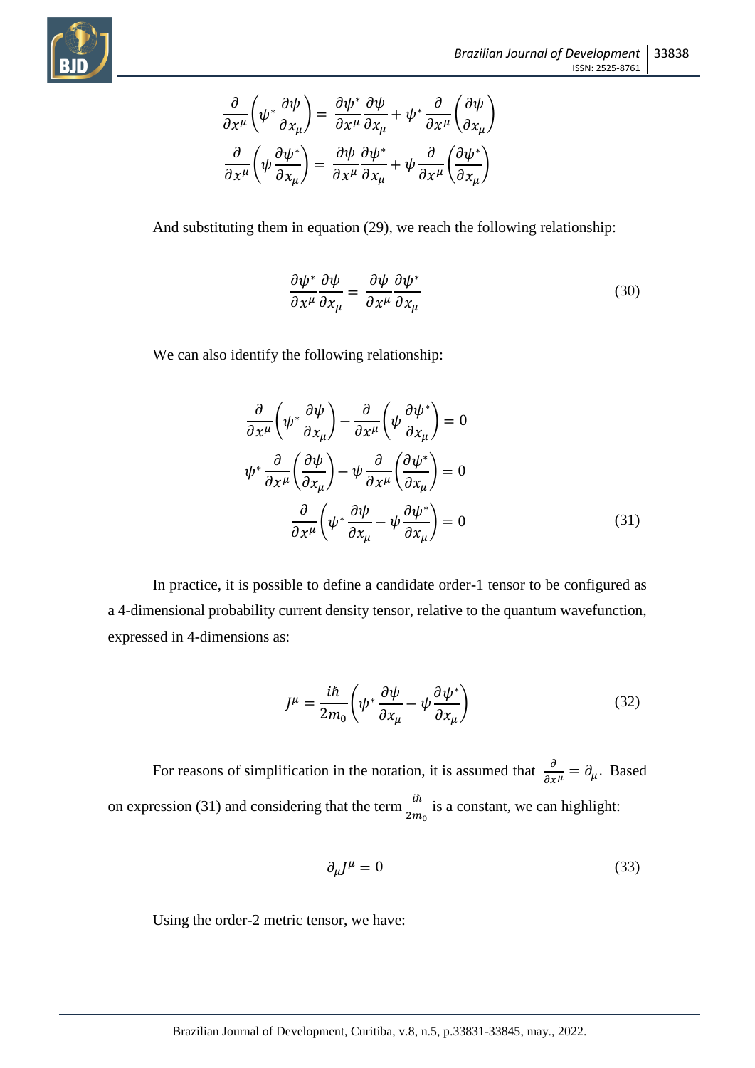$$\frac{\partial}{\partial x^{\mu}}\left(\psi^{*}\frac{\partial\psi}{\partial x_{\mu}}\right) = \frac{\partial\psi^{*}}{\partial x^{\mu}}\frac{\partial\psi}{\partial x_{\mu}} + \psi^{*}\frac{\partial}{\partial x^{\mu}}\left(\frac{\partial\psi}{\partial x_{\mu}}\right)$$

$$\frac{\partial}{\partial x^{\mu}}\left(\psi\frac{\partial\psi^{*}}{\partial x_{\mu}}\right) = \frac{\partial\psi}{\partial x^{\mu}}\frac{\partial\psi^{*}}{\partial x_{\mu}} + \psi\frac{\partial}{\partial x^{\mu}}\left(\frac{\partial\psi^{*}}{\partial x_{\mu}}\right)$$

And substituting them in equation (29), we reach the following relationship:

$$\frac{\partial\psi^{*}}{\partial x^{\mu}}\frac{\partial\psi}{\partial x_{\mu}} = \frac{\partial\psi}{\partial x^{\mu}}\frac{\partial\psi^{*}}{\partial x_{\mu}} \tag{30}$$

We can also identify the following relationship:

$$\frac{\partial}{\partial x^{\mu}}\left(\psi^{*}\frac{\partial\psi}{\partial x_{\mu}}\right) - \frac{\partial}{\partial x^{\mu}}\left(\psi\frac{\partial\psi^{*}}{\partial x_{\mu}}\right) = 0$$

$$\psi^{*}\frac{\partial}{\partial x^{\mu}}\left(\frac{\partial\psi}{\partial x_{\mu}}\right) - \psi\frac{\partial}{\partial x^{\mu}}\left(\frac{\partial\psi^{*}}{\partial x_{\mu}}\right) = 0$$

$$\frac{\partial}{\partial x^{\mu}}\left(\psi^{*}\frac{\partial\psi}{\partial x_{\mu}} - \psi\frac{\partial\psi^{*}}{\partial x_{\mu}}\right) = 0 \tag{31}$$

In practice, it is possible to define a candidate order-1 tensor to be configured as a 4-dimensional probability current density tensor, relative to the quantum wavefunction, expressed in 4-dimensions as:

$$J^{\mu} = \frac{i\hbar}{2m_0}\left(\psi^{*}\frac{\partial\psi}{\partial x_{\mu}} - \psi\frac{\partial\psi^{*}}{\partial x_{\mu}}\right) \tag{32}$$

For reasons of simplification in the notation, it is assumed that $\frac{\partial}{\partial x^{\mu}} = \partial_{\mu}$. Based on expression (31) and considering that the term $\frac{i\hbar}{2m_0}$ is a constant, we can highlight:

$$\partial_{\mu}J^{\mu} = 0 \tag{33}$$

Using the order-2 metric tensor, we have: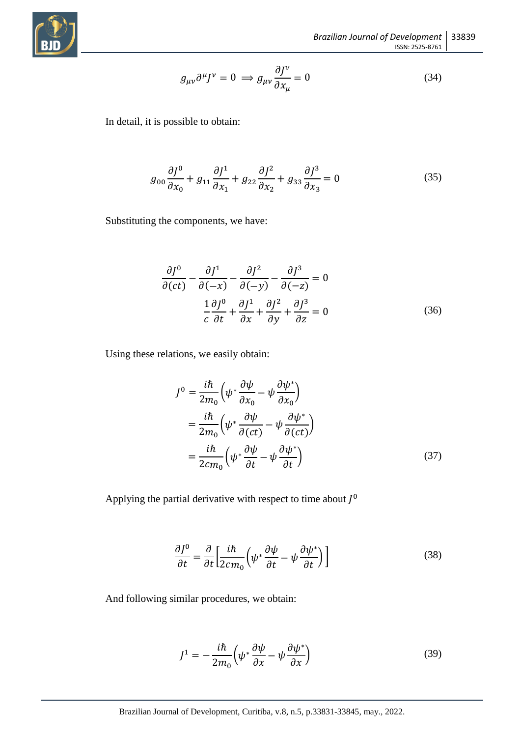$$g_{\mu\nu}\partial^{\mu}J^{\nu} = 0 \Longrightarrow g_{\mu\nu}\frac{\partial J^{\nu}}{\partial x_{\mu}} = 0 \tag{34}$$

In detail, it is possible to obtain:

$$g_{00}\frac{\partial J^{0}}{\partial x_{0}} + g_{11}\frac{\partial J^{1}}{\partial x_{1}} + g_{22}\frac{\partial J^{2}}{\partial x_{2}} + g_{33}\frac{\partial J^{3}}{\partial x_{3}} = 0 \tag{35}$$

Substituting the components, we have:

$$\begin{aligned}\frac{\partial J^{0}}{\partial (ct)} - \frac{\partial J^{1}}{\partial (-x)} - \frac{\partial J^{2}}{\partial (-y)} - \frac{\partial J^{3}}{\partial (-z)} &= 0 \\ \frac{1}{c}\frac{\partial J^{0}}{\partial t} + \frac{\partial J^{1}}{\partial x} + \frac{\partial J^{2}}{\partial y} + \frac{\partial J^{3}}{\partial z} &= 0\end{aligned} \tag{36}$$

Using these relations, we easily obtain:

$$\begin{aligned}J^{0} &= \frac{i\hbar}{2m_{0}}\left(\psi^{*}\frac{\partial \psi}{\partial x_{0}} - \psi\frac{\partial \psi^{*}}{\partial x_{0}}\right) \\ &= \frac{i\hbar}{2m_{0}}\left(\psi^{*}\frac{\partial \psi}{\partial (ct)} - \psi\frac{\partial \psi^{*}}{\partial (ct)}\right) \\ &= \frac{i\hbar}{2cm_{0}}\left(\psi^{*}\frac{\partial \psi}{\partial t} - \psi\frac{\partial \psi^{*}}{\partial t}\right)\end{aligned} \tag{37}$$

Applying the partial derivative with respect to time about $J^{0}$

$$\frac{\partial J^{0}}{\partial t} = \frac{\partial}{\partial t}\left[\frac{i\hbar}{2cm_{0}}\left(\psi^{*}\frac{\partial \psi}{\partial t} - \psi\frac{\partial \psi^{*}}{\partial t}\right)\right] \tag{38}$$

And following similar procedures, we obtain:

$$J^{1} = -\frac{i\hbar}{2m_{0}}\left(\psi^{*}\frac{\partial \psi}{\partial x} - \psi\frac{\partial \psi^{*}}{\partial x}\right) \tag{39}$$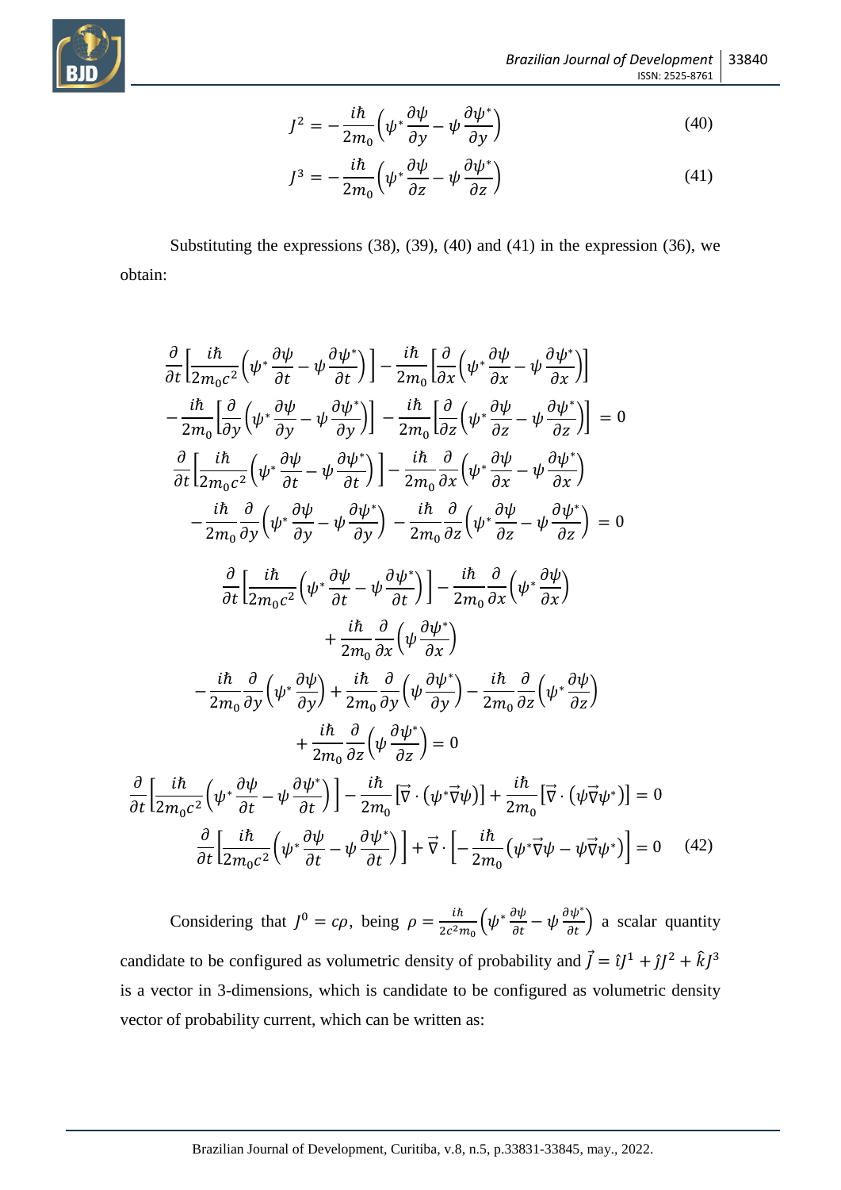$$J^2 = -\frac{i\hbar}{2m_0}\left(\psi^*\frac{\partial \psi}{\partial y} - \psi\frac{\partial \psi^*}{\partial y}\right) \tag{40}$$

$$J^3 = -\frac{i\hbar}{2m_0}\left(\psi^*\frac{\partial \psi}{\partial z} - \psi\frac{\partial \psi^*}{\partial z}\right) \tag{41}$$

Substituting the expressions (38), (39), (40) and (41) in the expression (36), we obtain:

$$\frac{\partial}{\partial t}\left[\frac{i\hbar}{2m_0c^2}\left(\psi^*\frac{\partial \psi}{\partial t} - \psi\frac{\partial \psi^*}{\partial t}\right)\right] - \frac{i\hbar}{2m_0}\left[\frac{\partial}{\partial x}\left(\psi^*\frac{\partial \psi}{\partial x} - \psi\frac{\partial \psi^*}{\partial x}\right)\right]$$
$$-\frac{i\hbar}{2m_0}\left[\frac{\partial}{\partial y}\left(\psi^*\frac{\partial \psi}{\partial y} - \psi\frac{\partial \psi^*}{\partial y}\right)\right] - \frac{i\hbar}{2m_0}\left[\frac{\partial}{\partial z}\left(\psi^*\frac{\partial \psi}{\partial z} - \psi\frac{\partial \psi^*}{\partial z}\right)\right] = 0$$

$$\frac{\partial}{\partial t}\left[\frac{i\hbar}{2m_0c^2}\left(\psi^*\frac{\partial \psi}{\partial t} - \psi\frac{\partial \psi^*}{\partial t}\right)\right] - \frac{i\hbar}{2m_0}\frac{\partial}{\partial x}\left(\psi^*\frac{\partial \psi}{\partial x} - \psi\frac{\partial \psi^*}{\partial x}\right)$$
$$-\frac{i\hbar}{2m_0}\frac{\partial}{\partial y}\left(\psi^*\frac{\partial \psi}{\partial y} - \psi\frac{\partial \psi^*}{\partial y}\right) - \frac{i\hbar}{2m_0}\frac{\partial}{\partial z}\left(\psi^*\frac{\partial \psi}{\partial z} - \psi\frac{\partial \psi^*}{\partial z}\right) = 0$$

$$\frac{\partial}{\partial t}\left[\frac{i\hbar}{2m_0c^2}\left(\psi^*\frac{\partial \psi}{\partial t} - \psi\frac{\partial \psi^*}{\partial t}\right)\right] - \frac{i\hbar}{2m_0}\frac{\partial}{\partial x}\left(\psi^*\frac{\partial \psi}{\partial x}\right)$$
$$+\frac{i\hbar}{2m_0}\frac{\partial}{\partial x}\left(\psi\frac{\partial \psi^*}{\partial x}\right)$$
$$-\frac{i\hbar}{2m_0}\frac{\partial}{\partial y}\left(\psi^*\frac{\partial \psi}{\partial y}\right) + \frac{i\hbar}{2m_0}\frac{\partial}{\partial y}\left(\psi\frac{\partial \psi^*}{\partial y}\right) - \frac{i\hbar}{2m_0}\frac{\partial}{\partial z}\left(\psi^*\frac{\partial \psi}{\partial z}\right)$$
$$+\frac{i\hbar}{2m_0}\frac{\partial}{\partial z}\left(\psi\frac{\partial \psi^*}{\partial z}\right) = 0$$

$$\frac{\partial}{\partial t}\left[\frac{i\hbar}{2m_0c^2}\left(\psi^*\frac{\partial \psi}{\partial t} - \psi\frac{\partial \psi^*}{\partial t}\right)\right] - \frac{i\hbar}{2m_0}\left[\vec{\nabla}\cdot\left(\psi^*\vec{\nabla}\psi\right)\right] + \frac{i\hbar}{2m_0}\left[\vec{\nabla}\cdot\left(\psi\vec{\nabla}\psi^*\right)\right] = 0$$

$$\frac{\partial}{\partial t}\left[\frac{i\hbar}{2m_0c^2}\left(\psi^*\frac{\partial \psi}{\partial t} - \psi\frac{\partial \psi^*}{\partial t}\right)\right] + \vec{\nabla}\cdot\left[-\frac{i\hbar}{2m_0}\left(\psi^*\vec{\nabla}\psi - \psi\vec{\nabla}\psi^*\right)\right] = 0 \tag{42}$$

Considering that $J^0 = c\rho$, being $\rho = \frac{i\hbar}{2c^2m_0}\left(\psi^*\frac{\partial \psi}{\partial t} - \psi\frac{\partial \psi^*}{\partial t}\right)$ a scalar quantity candidate to be configured as volumetric density of probability and $\vec{J} = \hat{\imath}J^1 + \hat{\jmath}J^2 + \hat{k}J^3$ is a vector in 3-dimensions, which is candidate to be configured as volumetric density vector of probability current, which can be written as: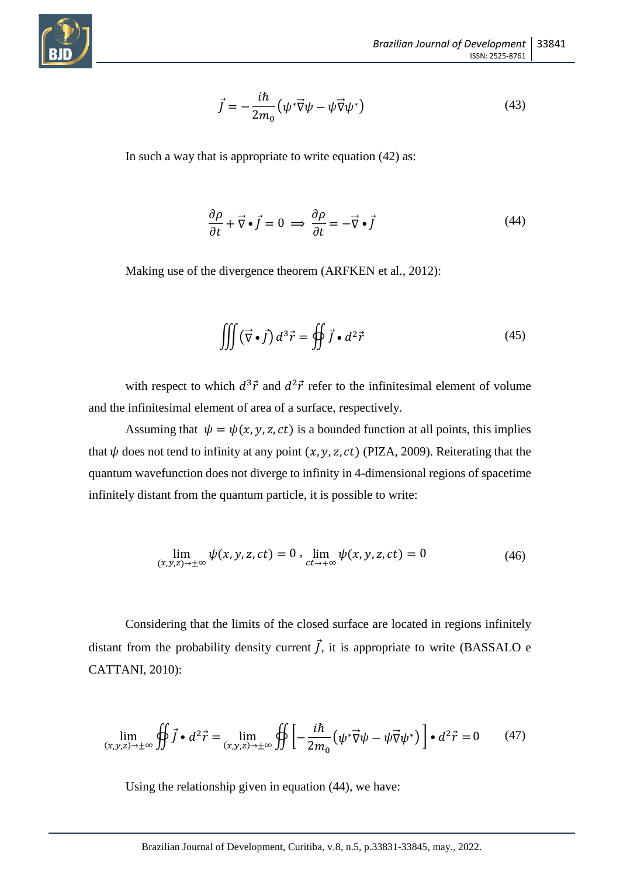$$\vec{J} = -\frac{i\hbar}{2m_0}\left(\psi^*\vec{\nabla}\psi - \psi\vec{\nabla}\psi^*\right) \tag{43}$$

In such a way that is appropriate to write equation (42) as:

$$\frac{\partial \rho}{\partial t} + \vec{\nabla} \bullet \vec{J} = 0 \implies \frac{\partial \rho}{\partial t} = -\vec{\nabla} \bullet \vec{J} \tag{44}$$

Making use of the divergence theorem (ARFKEN et al., 2012):

$$\iiint \left(\vec{\nabla} \bullet \vec{J}\right) d^3\vec{r} = \oiint \vec{J} \bullet d^2\vec{r} \tag{45}$$

with respect to which $d^3\vec{r}$ and $d^2\vec{r}$ refer to the infinitesimal element of volume and the infinitesimal element of area of a surface, respectively.

Assuming that $\psi = \psi(x, y, z, ct)$ is a bounded function at all points, this implies that $\psi$ does not tend to infinity at any point $(x, y, z, ct)$ (PIZA, 2009). Reiterating that the quantum wavefunction does not diverge to infinity in 4-dimensional regions of spacetime infinitely distant from the quantum particle, it is possible to write:

$$\lim_{(x,y,z)\to\pm\infty} \psi(x, y, z, ct) = 0 \,, \lim_{ct\to+\infty} \psi(x, y, z, ct) = 0 \tag{46}$$

Considering that the limits of the closed surface are located in regions infinitely distant from the probability density current $\vec{J}$, it is appropriate to write (BASSALO e CATTANI, 2010):

$$\lim_{(x,y,z)\to\pm\infty} \oiint \vec{J} \bullet d^2\vec{r} = \lim_{(x,y,z)\to\pm\infty} \oiint \left[-\frac{i\hbar}{2m_0}\left(\psi^*\vec{\nabla}\psi - \psi\vec{\nabla}\psi^*\right)\right] \bullet d^2\vec{r} = 0 \tag{47}$$

Using the relationship given in equation (44), we have: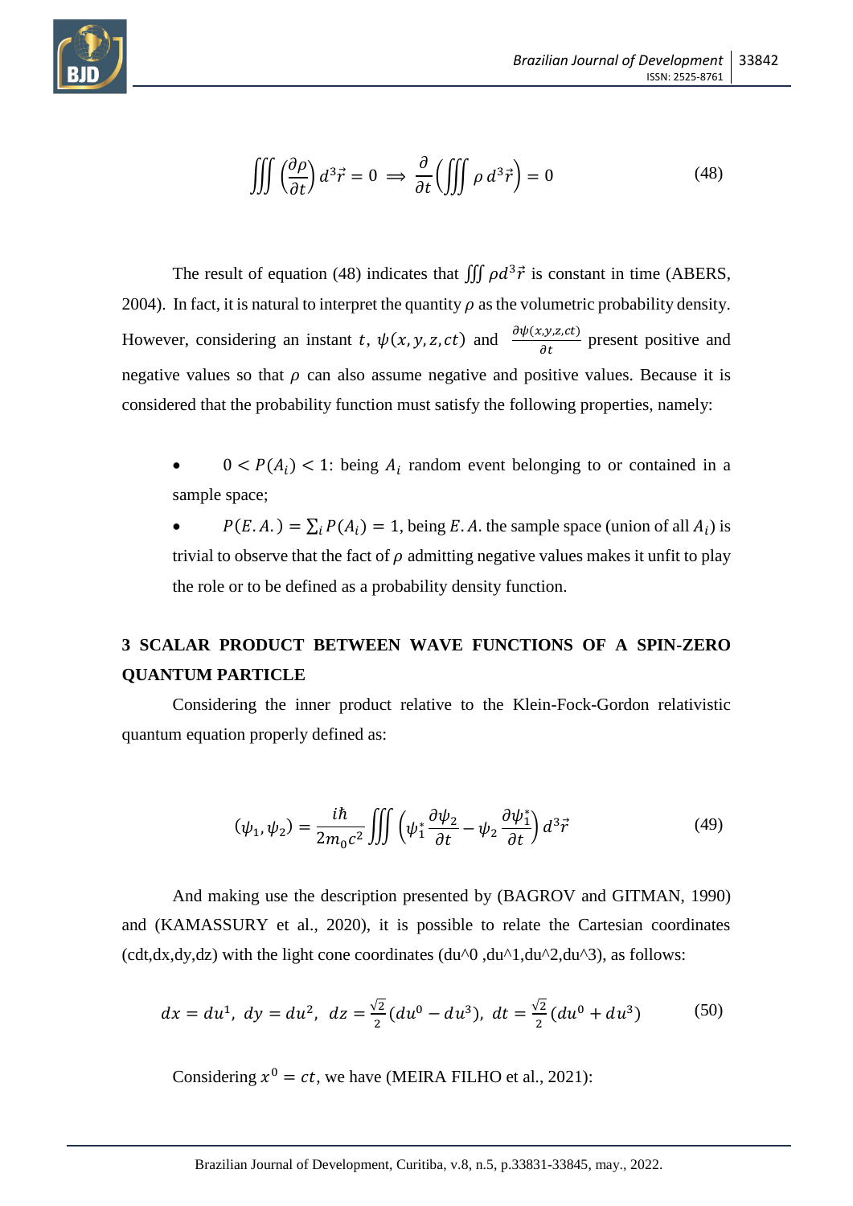$$\iiint \left(\frac{\partial \rho}{\partial t}\right) d^3\vec{r} = 0 \implies \frac{\partial}{\partial t}\left(\iiint \rho\, d^3\vec{r}\right) = 0 \tag{48}$$

The result of equation (48) indicates that $\iiint \rho d^3\vec{r}$ is constant in time (ABERS, 2004). In fact, it is natural to interpret the quantity $\rho$ as the volumetric probability density. However, considering an instant $t$, $\psi(x, y, z, ct)$ and $\frac{\partial \psi(x,y,z,ct)}{\partial t}$ present positive and negative values so that $\rho$ can also assume negative and positive values. Because it is considered that the probability function must satisfy the following properties, namely:

- $0 < P(A_i) < 1$: being $A_i$ random event belonging to or contained in a sample space;
- $P(E.A.) = \sum_i P(A_i) = 1$, being $E.A.$ the sample space (union of all $A_i$) is trivial to observe that the fact of $\rho$ admitting negative values makes it unfit to play the role or to be defined as a probability density function.

## 3 SCALAR PRODUCT BETWEEN WAVE FUNCTIONS OF A SPIN-ZERO QUANTUM PARTICLE

Considering the inner product relative to the Klein-Fock-Gordon relativistic quantum equation properly defined as:

$$(\psi_1, \psi_2) = \frac{i\hbar}{2m_0c^2} \iiint \left(\psi_1^* \frac{\partial \psi_2}{\partial t} - \psi_2 \frac{\partial \psi_1^*}{\partial t}\right) d^3\vec{r} \tag{49}$$

And making use the description presented by (BAGROV and GITMAN, 1990) and (KAMASSURY et al., 2020), it is possible to relate the Cartesian coordinates (cdt,dx,dy,dz) with the light cone coordinates (du^0 ,du^1,du^2,du^3), as follows:

$$dx = du^1,\ dy = du^2,\ dz = \frac{\sqrt{2}}{2}(du^0 - du^3),\ dt = \frac{\sqrt{2}}{2}(du^0 + du^3) \tag{50}$$

Considering $x^0 = ct$, we have (MEIRA FILHO et al., 2021):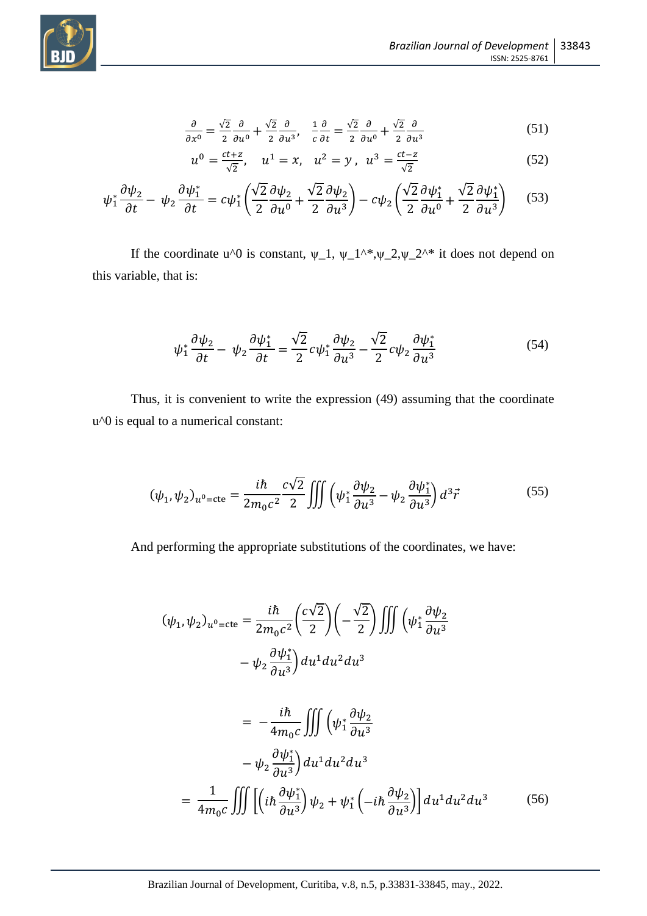$$\frac{\partial}{\partial x^0} = \frac{\sqrt{2}}{2}\frac{\partial}{\partial u^0} + \frac{\sqrt{2}}{2}\frac{\partial}{\partial u^3}, \quad \frac{1}{c}\frac{\partial}{\partial t} = \frac{\sqrt{2}}{2}\frac{\partial}{\partial u^0} + \frac{\sqrt{2}}{2}\frac{\partial}{\partial u^3} \tag{51}$$

$$u^0 = \frac{ct+z}{\sqrt{2}}, \quad u^1 = x, \quad u^2 = y\,, \quad u^3 = \frac{ct-z}{\sqrt{2}} \tag{52}$$

$$\psi_1^* \frac{\partial \psi_2}{\partial t} - \psi_2 \frac{\partial \psi_1^*}{\partial t} = c\psi_1^* \left( \frac{\sqrt{2}}{2}\frac{\partial \psi_2}{\partial u^0} + \frac{\sqrt{2}}{2}\frac{\partial \psi_2}{\partial u^3} \right) - c\psi_2 \left( \frac{\sqrt{2}}{2}\frac{\partial \psi_1^*}{\partial u^0} + \frac{\sqrt{2}}{2}\frac{\partial \psi_1^*}{\partial u^3} \right) \tag{53}$$

If the coordinate u^0 is constant, ψ_1, ψ_1^*,ψ_2,ψ_2^* it does not depend on this variable, that is:

$$\psi_1^* \frac{\partial \psi_2}{\partial t} - \psi_2 \frac{\partial \psi_1^*}{\partial t} = \frac{\sqrt{2}}{2} c\psi_1^* \frac{\partial \psi_2}{\partial u^3} - \frac{\sqrt{2}}{2} c\psi_2 \frac{\partial \psi_1^*}{\partial u^3} \tag{54}$$

Thus, it is convenient to write the expression (49) assuming that the coordinate u^0 is equal to a numerical constant:

$$(\psi_1, \psi_2)_{u^0=\text{cte}} = \frac{i\hbar}{2m_0c^2}\frac{c\sqrt{2}}{2} \iiint \left( \psi_1^* \frac{\partial \psi_2}{\partial u^3} - \psi_2 \frac{\partial \psi_1^*}{\partial u^3} \right) d^3\vec{r} \tag{55}$$

And performing the appropriate substitutions of the coordinates, we have:

$$\begin{aligned}
(\psi_1, \psi_2)_{u^0=\text{cte}} &= \frac{i\hbar}{2m_0c^2}\left(\frac{c\sqrt{2}}{2}\right)\left(-\frac{\sqrt{2}}{2}\right) \iiint \left( \psi_1^* \frac{\partial \psi_2}{\partial u^3} - \psi_2 \frac{\partial \psi_1^*}{\partial u^3} \right) du^1du^2du^3 \\
&= -\frac{i\hbar}{4m_0c} \iiint \left( \psi_1^* \frac{\partial \psi_2}{\partial u^3} - \psi_2 \frac{\partial \psi_1^*}{\partial u^3} \right) du^1du^2du^3 \\
&= \frac{1}{4m_0c} \iiint \left[ \left( i\hbar \frac{\partial \psi_1^*}{\partial u^3} \right) \psi_2 + \psi_1^* \left( -i\hbar \frac{\partial \psi_2}{\partial u^3} \right) \right] du^1du^2du^3
\end{aligned} \tag{56}$$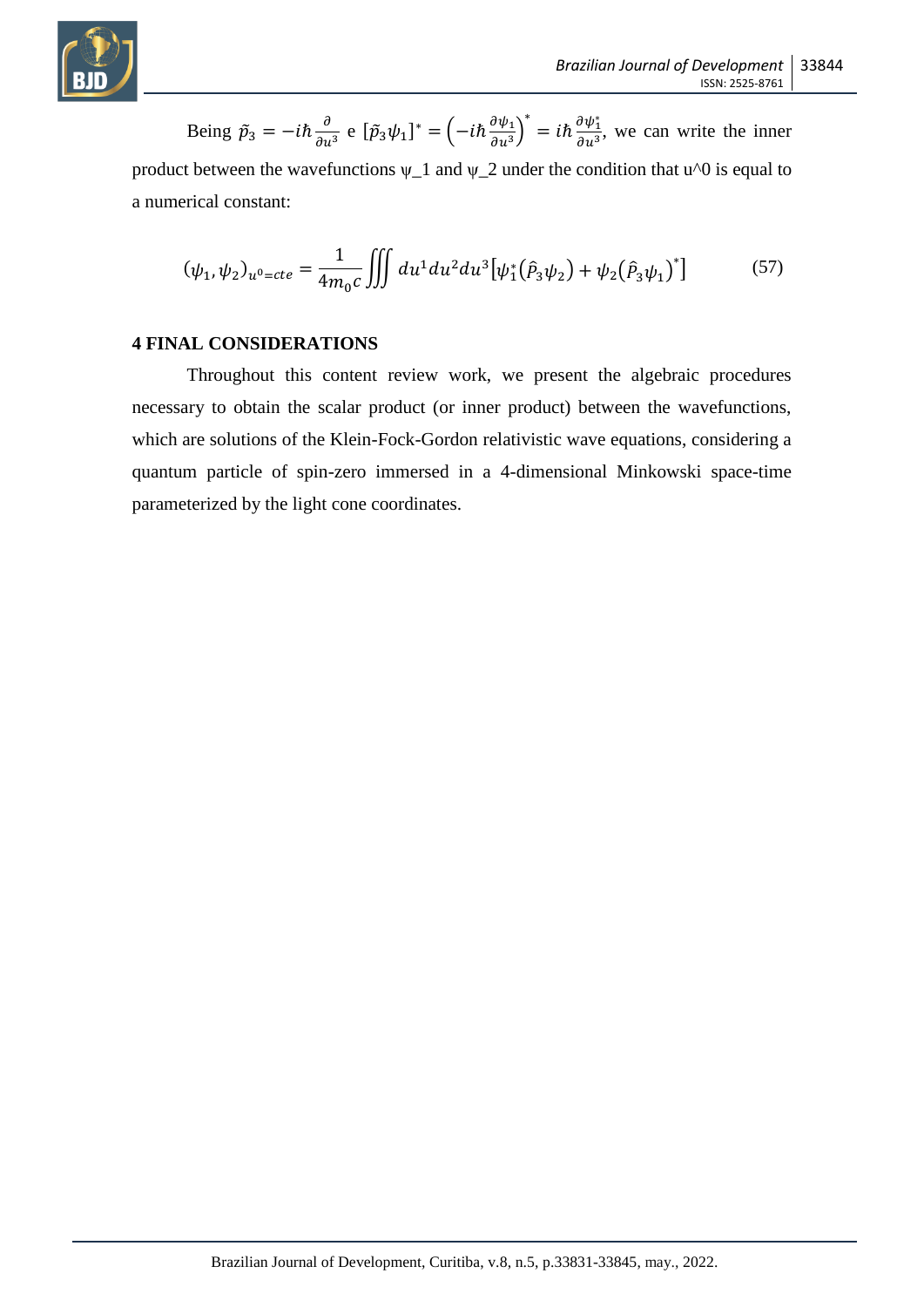Being $\tilde{p}_3 = -i\hbar \frac{\partial}{\partial u^3}$ e $[\tilde{p}_3 \psi_1]^* = \left(-i\hbar \frac{\partial \psi_1}{\partial u^3}\right)^* = i\hbar \frac{\partial \psi_1^*}{\partial u^3}$, we can write the inner product between the wavefunctions ψ_1 and ψ_2 under the condition that u^0 is equal to a numerical constant:

$$(\psi_1, \psi_2)_{u^0=cte} = \frac{1}{4m_0 c} \iiint du^1 du^2 du^3 \left[\psi_1^* \left(\hat{P}_3 \psi_2\right) + \psi_2 \left(\hat{P}_3 \psi_1\right)^*\right] \tag{57}$$

## 4 FINAL CONSIDERATIONS

Throughout this content review work, we present the algebraic procedures necessary to obtain the scalar product (or inner product) between the wavefunctions, which are solutions of the Klein-Fock-Gordon relativistic wave equations, considering a quantum particle of spin-zero immersed in a 4-dimensional Minkowski space-time parameterized by the light cone coordinates.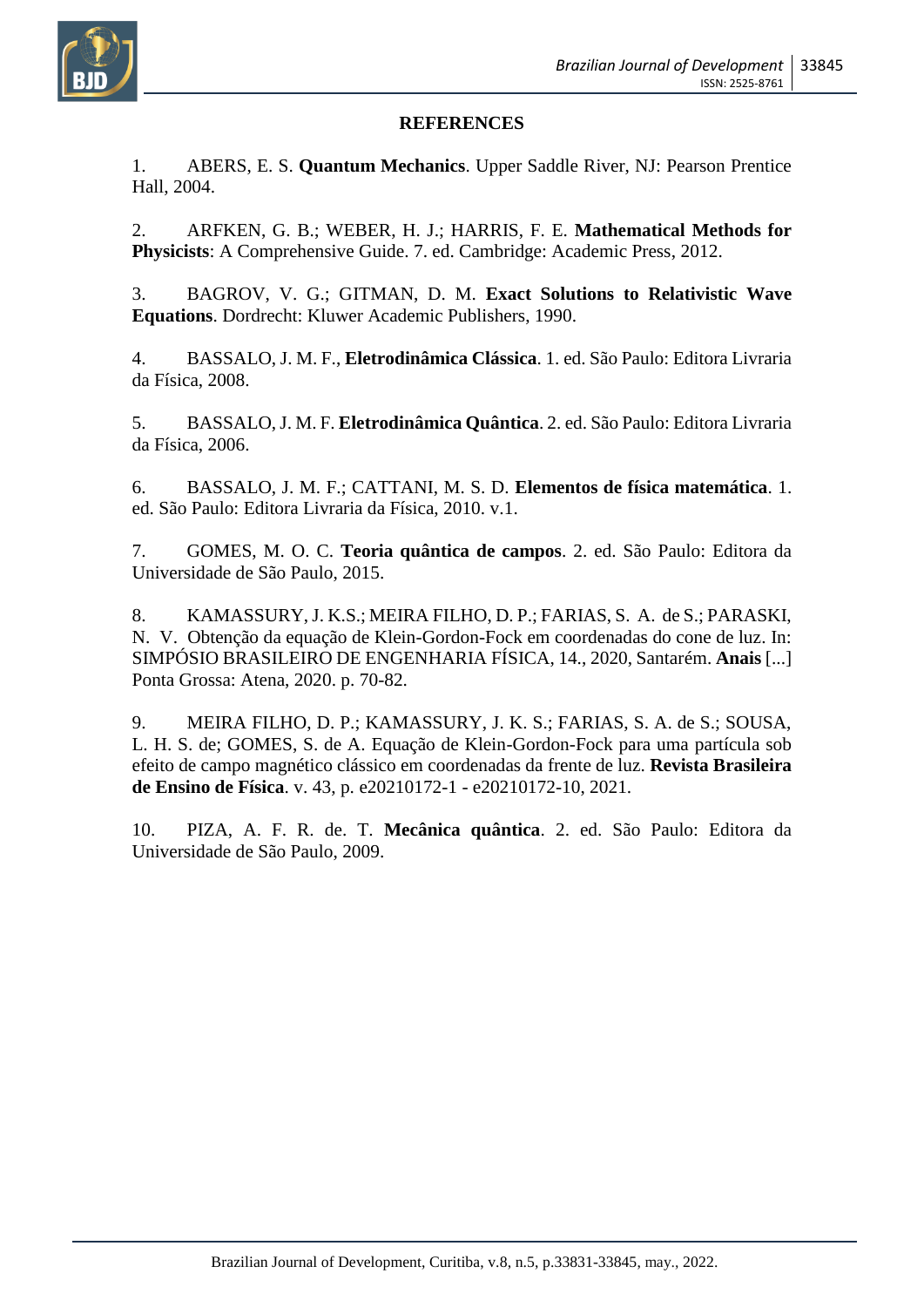## REFERENCES

1. ABERS, E. S. **Quantum Mechanics**. Upper Saddle River, NJ: Pearson Prentice Hall, 2004.

2. ARFKEN, G. B.; WEBER, H. J.; HARRIS, F. E. **Mathematical Methods for Physicists**: A Comprehensive Guide. 7. ed. Cambridge: Academic Press, 2012.

3. BAGROV, V. G.; GITMAN, D. M. **Exact Solutions to Relativistic Wave Equations**. Dordrecht: Kluwer Academic Publishers, 1990.

4. BASSALO, J. M. F., **Eletrodinâmica Clássica**. 1. ed. São Paulo: Editora Livraria da Física, 2008.

5. BASSALO, J. M. F. **Eletrodinâmica Quântica**. 2. ed. São Paulo: Editora Livraria da Física, 2006.

6. BASSALO, J. M. F.; CATTANI, M. S. D. **Elementos de física matemática**. 1. ed. São Paulo: Editora Livraria da Física, 2010. v.1.

7. GOMES, M. O. C. **Teoria quântica de campos**. 2. ed. São Paulo: Editora da Universidade de São Paulo, 2015.

8. KAMASSURY, J. K.S.; MEIRA FILHO, D. P.; FARIAS, S. A. de S.; PARASKI, N. V. Obtenção da equação de Klein-Gordon-Fock em coordenadas do cone de luz. In: SIMPÓSIO BRASILEIRO DE ENGENHARIA FÍSICA, 14., 2020, Santarém. **Anais** [...] Ponta Grossa: Atena, 2020. p. 70-82.

9. MEIRA FILHO, D. P.; KAMASSURY, J. K. S.; FARIAS, S. A. de S.; SOUSA, L. H. S. de; GOMES, S. de A. Equação de Klein-Gordon-Fock para uma partícula sob efeito de campo magnético clássico em coordenadas da frente de luz. **Revista Brasileira de Ensino de Física**. v. 43, p. e20210172-1 - e20210172-10, 2021.

10. PIZA, A. F. R. de. T. **Mecânica quântica**. 2. ed. São Paulo: Editora da Universidade de São Paulo, 2009.